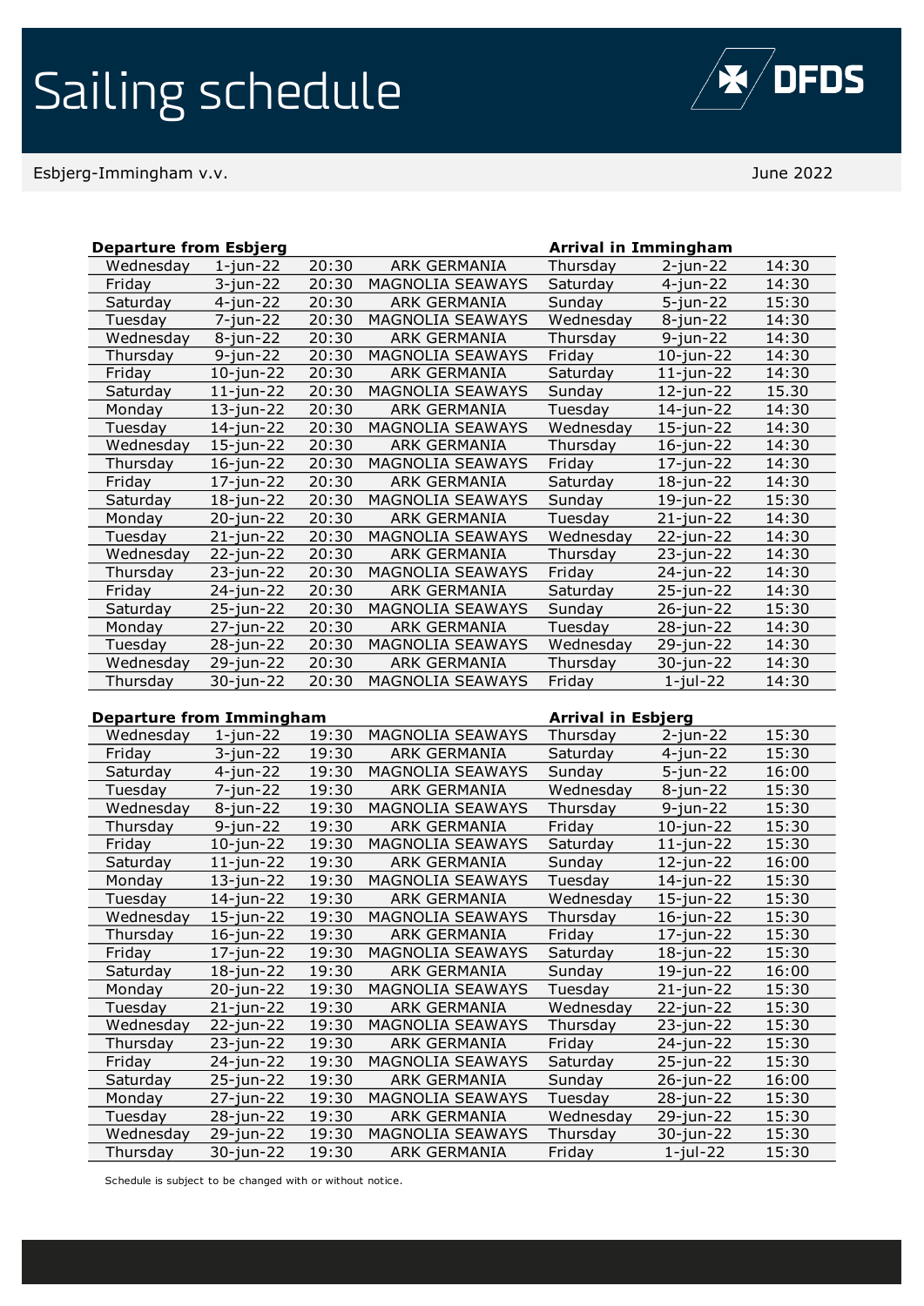# Sailing schedule

DFDS

Esbjerg-Immingham v.v.

June 2022

| Departure from Esbjerg | | | | Arrival in Immingham | | |
|---|---|---|---|---|---|---|
| Wednesday | 1-jun-22 | 20:30 | ARK GERMANIA | Thursday | 2-jun-22 | 14:30 |
| Friday | 3-jun-22 | 20:30 | MAGNOLIA SEAWAYS | Saturday | 4-jun-22 | 14:30 |
| Saturday | 4-jun-22 | 20:30 | ARK GERMANIA | Sunday | 5-jun-22 | 15:30 |
| Tuesday | 7-jun-22 | 20:30 | MAGNOLIA SEAWAYS | Wednesday | 8-jun-22 | 14:30 |
| Wednesday | 8-jun-22 | 20:30 | ARK GERMANIA | Thursday | 9-jun-22 | 14:30 |
| Thursday | 9-jun-22 | 20:30 | MAGNOLIA SEAWAYS | Friday | 10-jun-22 | 14:30 |
| Friday | 10-jun-22 | 20:30 | ARK GERMANIA | Saturday | 11-jun-22 | 14:30 |
| Saturday | 11-jun-22 | 20:30 | MAGNOLIA SEAWAYS | Sunday | 12-jun-22 | 15.30 |
| Monday | 13-jun-22 | 20:30 | ARK GERMANIA | Tuesday | 14-jun-22 | 14:30 |
| Tuesday | 14-jun-22 | 20:30 | MAGNOLIA SEAWAYS | Wednesday | 15-jun-22 | 14:30 |
| Wednesday | 15-jun-22 | 20:30 | ARK GERMANIA | Thursday | 16-jun-22 | 14:30 |
| Thursday | 16-jun-22 | 20:30 | MAGNOLIA SEAWAYS | Friday | 17-jun-22 | 14:30 |
| Friday | 17-jun-22 | 20:30 | ARK GERMANIA | Saturday | 18-jun-22 | 14:30 |
| Saturday | 18-jun-22 | 20:30 | MAGNOLIA SEAWAYS | Sunday | 19-jun-22 | 15:30 |
| Monday | 20-jun-22 | 20:30 | ARK GERMANIA | Tuesday | 21-jun-22 | 14:30 |
| Tuesday | 21-jun-22 | 20:30 | MAGNOLIA SEAWAYS | Wednesday | 22-jun-22 | 14:30 |
| Wednesday | 22-jun-22 | 20:30 | ARK GERMANIA | Thursday | 23-jun-22 | 14:30 |
| Thursday | 23-jun-22 | 20:30 | MAGNOLIA SEAWAYS | Friday | 24-jun-22 | 14:30 |
| Friday | 24-jun-22 | 20:30 | ARK GERMANIA | Saturday | 25-jun-22 | 14:30 |
| Saturday | 25-jun-22 | 20:30 | MAGNOLIA SEAWAYS | Sunday | 26-jun-22 | 15:30 |
| Monday | 27-jun-22 | 20:30 | ARK GERMANIA | Tuesday | 28-jun-22 | 14:30 |
| Tuesday | 28-jun-22 | 20:30 | MAGNOLIA SEAWAYS | Wednesday | 29-jun-22 | 14:30 |
| Wednesday | 29-jun-22 | 20:30 | ARK GERMANIA | Thursday | 30-jun-22 | 14:30 |
| Thursday | 30-jun-22 | 20:30 | MAGNOLIA SEAWAYS | Friday | 1-jul-22 | 14:30 |

| Departure from Immingham | | | | Arrival in Esbjerg | | |
|---|---|---|---|---|---|---|
| Wednesday | 1-jun-22 | 19:30 | MAGNOLIA SEAWAYS | Thursday | 2-jun-22 | 15:30 |
| Friday | 3-jun-22 | 19:30 | ARK GERMANIA | Saturday | 4-jun-22 | 15:30 |
| Saturday | 4-jun-22 | 19:30 | MAGNOLIA SEAWAYS | Sunday | 5-jun-22 | 16:00 |
| Tuesday | 7-jun-22 | 19:30 | ARK GERMANIA | Wednesday | 8-jun-22 | 15:30 |
| Wednesday | 8-jun-22 | 19:30 | MAGNOLIA SEAWAYS | Thursday | 9-jun-22 | 15:30 |
| Thursday | 9-jun-22 | 19:30 | ARK GERMANIA | Friday | 10-jun-22 | 15:30 |
| Friday | 10-jun-22 | 19:30 | MAGNOLIA SEAWAYS | Saturday | 11-jun-22 | 15:30 |
| Saturday | 11-jun-22 | 19:30 | ARK GERMANIA | Sunday | 12-jun-22 | 16:00 |
| Monday | 13-jun-22 | 19:30 | MAGNOLIA SEAWAYS | Tuesday | 14-jun-22 | 15:30 |
| Tuesday | 14-jun-22 | 19:30 | ARK GERMANIA | Wednesday | 15-jun-22 | 15:30 |
| Wednesday | 15-jun-22 | 19:30 | MAGNOLIA SEAWAYS | Thursday | 16-jun-22 | 15:30 |
| Thursday | 16-jun-22 | 19:30 | ARK GERMANIA | Friday | 17-jun-22 | 15:30 |
| Friday | 17-jun-22 | 19:30 | MAGNOLIA SEAWAYS | Saturday | 18-jun-22 | 15:30 |
| Saturday | 18-jun-22 | 19:30 | ARK GERMANIA | Sunday | 19-jun-22 | 16:00 |
| Monday | 20-jun-22 | 19:30 | MAGNOLIA SEAWAYS | Tuesday | 21-jun-22 | 15:30 |
| Tuesday | 21-jun-22 | 19:30 | ARK GERMANIA | Wednesday | 22-jun-22 | 15:30 |
| Wednesday | 22-jun-22 | 19:30 | MAGNOLIA SEAWAYS | Thursday | 23-jun-22 | 15:30 |
| Thursday | 23-jun-22 | 19:30 | ARK GERMANIA | Friday | 24-jun-22 | 15:30 |
| Friday | 24-jun-22 | 19:30 | MAGNOLIA SEAWAYS | Saturday | 25-jun-22 | 15:30 |
| Saturday | 25-jun-22 | 19:30 | ARK GERMANIA | Sunday | 26-jun-22 | 16:00 |
| Monday | 27-jun-22 | 19:30 | MAGNOLIA SEAWAYS | Tuesday | 28-jun-22 | 15:30 |
| Tuesday | 28-jun-22 | 19:30 | ARK GERMANIA | Wednesday | 29-jun-22 | 15:30 |
| Wednesday | 29-jun-22 | 19:30 | MAGNOLIA SEAWAYS | Thursday | 30-jun-22 | 15:30 |
| Thursday | 30-jun-22 | 19:30 | ARK GERMANIA | Friday | 1-jul-22 | 15:30 |

Schedule is subject to be changed with or without notice.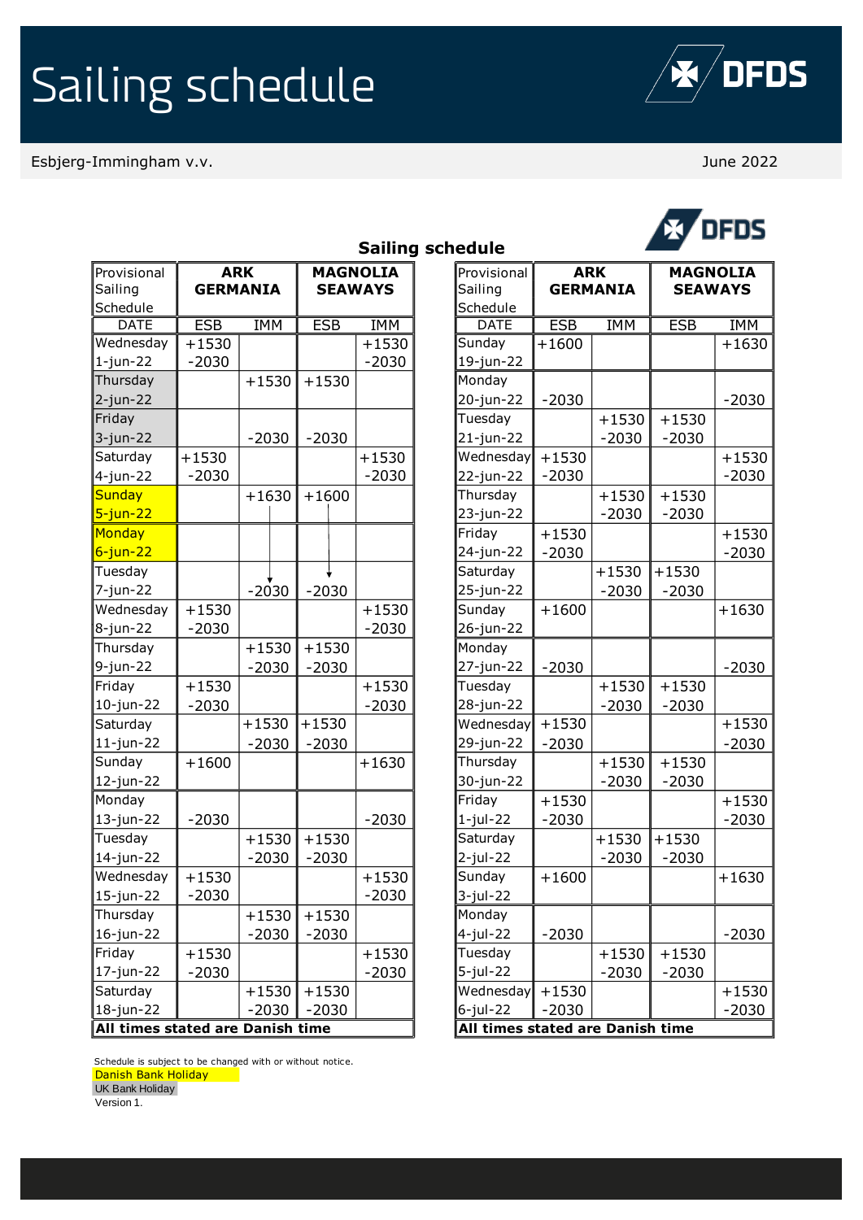# Sailing schedule

Esbjerg-Immingham v.v.

June 2022

## Sailing schedule

| Provisional Sailing Schedule | ARK GERMANIA | | MAGNOLIA SEAWAYS | |
|---|---|---|---|---|
| DATE | ESB | IMM | ESB | IMM |
| Wednesday 1-jun-22 | +1530 -2030 | | | +1530 -2030 |
| Thursday 2-jun-22 | | +1530 | +1530 | |
| Friday 3-jun-22 | | -2030 | -2030 | |
| Saturday 4-jun-22 | +1530 -2030 | | | +1530 -2030 |
| Sunday 5-jun-22 | | +1630 | +1600 | |
| Monday 6-jun-22 | | ↓ | ↓ | |
| Tuesday 7-jun-22 | | -2030 | -2030 | |
| Wednesday 8-jun-22 | +1530 -2030 | | | +1530 -2030 |
| Thursday 9-jun-22 | | +1530 -2030 | +1530 -2030 | |
| Friday 10-jun-22 | +1530 -2030 | | | +1530 -2030 |
| Saturday 11-jun-22 | | +1530 -2030 | +1530 -2030 | |
| Sunday 12-jun-22 | +1600 | | | +1630 |
| Monday 13-jun-22 | -2030 | | | -2030 |
| Tuesday 14-jun-22 | | +1530 -2030 | +1530 -2030 | |
| Wednesday 15-jun-22 | +1530 -2030 | | | +1530 -2030 |
| Thursday 16-jun-22 | | +1530 -2030 | +1530 -2030 | |
| Friday 17-jun-22 | +1530 -2030 | | | +1530 -2030 |
| Saturday 18-jun-22 | | +1530 -2030 | +1530 -2030 | |
| **All times stated are Danish time** | | | | |

| Provisional Sailing Schedule | ARK GERMANIA | | MAGNOLIA SEAWAYS | |
|---|---|---|---|---|
| DATE | ESB | IMM | ESB | IMM |
| Sunday 19-jun-22 | +1600 | | | +1630 |
| Monday 20-jun-22 | -2030 | | | -2030 |
| Tuesday 21-jun-22 | | +1530 -2030 | +1530 -2030 | |
| Wednesday 22-jun-22 | +1530 -2030 | | | +1530 -2030 |
| Thursday 23-jun-22 | | +1530 -2030 | +1530 -2030 | |
| Friday 24-jun-22 | +1530 -2030 | | | +1530 -2030 |
| Saturday 25-jun-22 | | +1530 -2030 | +1530 -2030 | |
| Sunday 26-jun-22 | +1600 | | | +1630 |
| Monday 27-jun-22 | -2030 | | | -2030 |
| Tuesday 28-jun-22 | | +1530 -2030 | +1530 -2030 | |
| Wednesday 29-jun-22 | +1530 -2030 | | | +1530 -2030 |
| Thursday 30-jun-22 | | +1530 -2030 | +1530 -2030 | |
| Friday 1-jul-22 | +1530 -2030 | | | +1530 -2030 |
| Saturday 2-jul-22 | | +1530 -2030 | +1530 -2030 | |
| Sunday 3-jul-22 | +1600 | | | +1630 |
| Monday 4-jul-22 | -2030 | | | -2030 |
| Tuesday 5-jul-22 | | +1530 -2030 | +1530 -2030 | |
| Wednesday 6-jul-22 | +1530 -2030 | | | +1530 -2030 |
| **All times stated are Danish time** | | | | |

Schedule is subject to be changed with or without notice.

Danish Bank Holiday

UK Bank Holiday

Version 1.